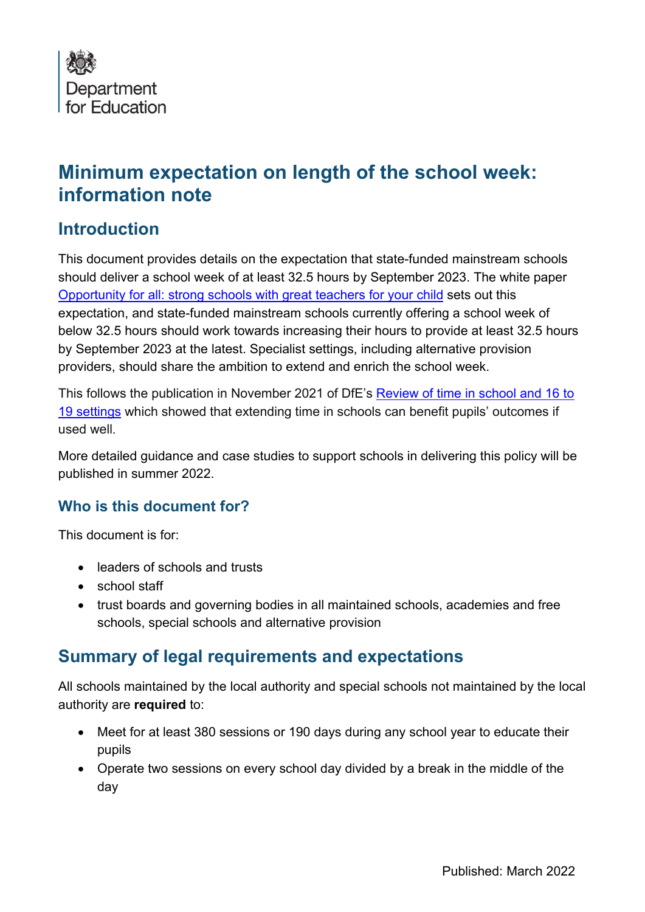Department for Education

# Minimum expectation on length of the school week: information note

## Introduction

This document provides details on the expectation that state-funded mainstream schools should deliver a school week of at least 32.5 hours by September 2023. The white paper [Opportunity for all: strong schools with great teachers for your child](#) sets out this expectation, and state-funded mainstream schools currently offering a school week of below 32.5 hours should work towards increasing their hours to provide at least 32.5 hours by September 2023 at the latest. Specialist settings, including alternative provision providers, should share the ambition to extend and enrich the school week.

This follows the publication in November 2021 of DfE's [Review of time in school and 16 to 19 settings](#) which showed that extending time in schools can benefit pupils' outcomes if used well.

More detailed guidance and case studies to support schools in delivering this policy will be published in summer 2022.

### Who is this document for?

This document is for:

- leaders of schools and trusts
- school staff
- trust boards and governing bodies in all maintained schools, academies and free schools, special schools and alternative provision

## Summary of legal requirements and expectations

All schools maintained by the local authority and special schools not maintained by the local authority are **required** to:

- Meet for at least 380 sessions or 190 days during any school year to educate their pupils
- Operate two sessions on every school day divided by a break in the middle of the day

Published: March 2022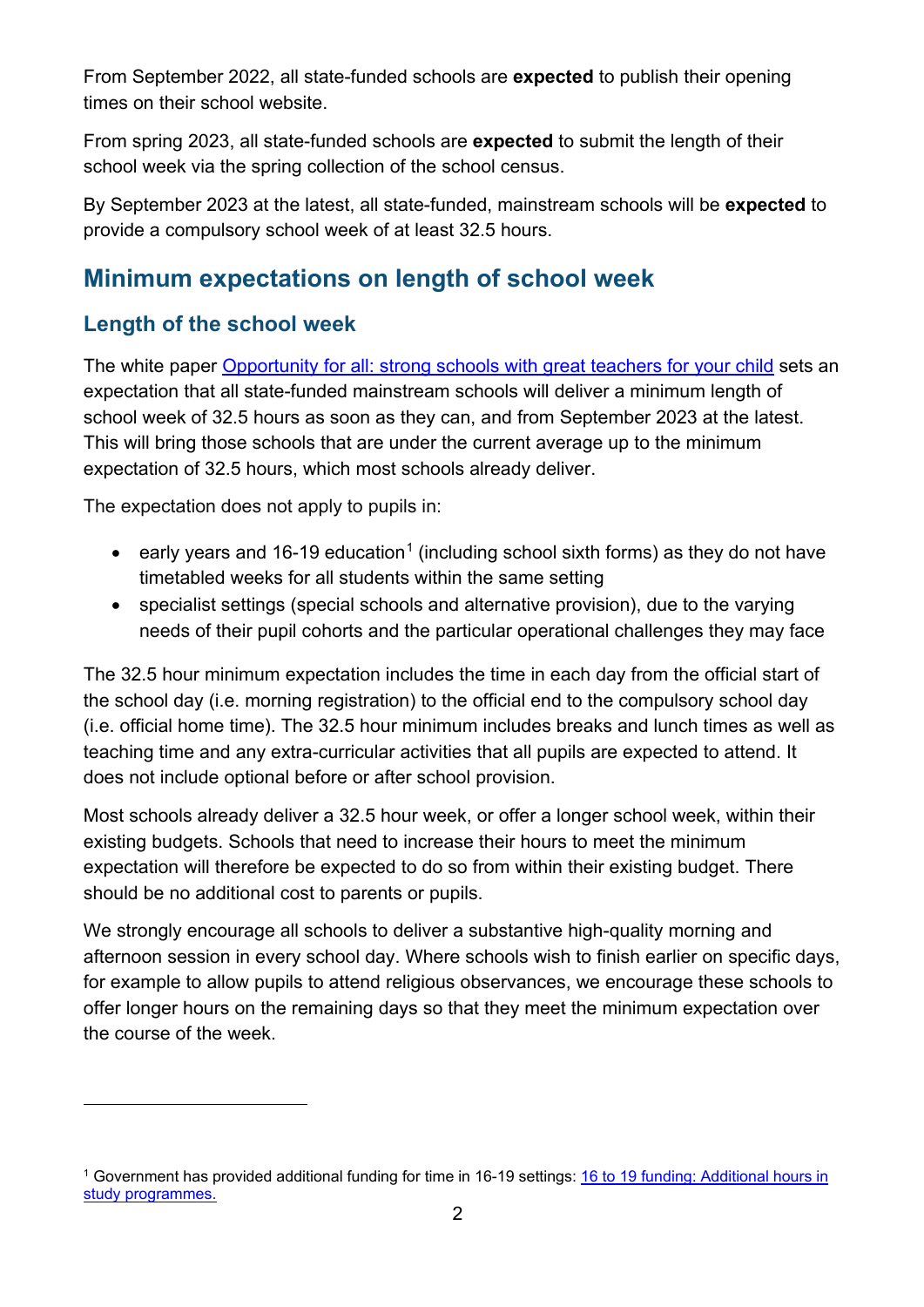From September 2022, all state-funded schools are **expected** to publish their opening times on their school website.

From spring 2023, all state-funded schools are **expected** to submit the length of their school week via the spring collection of the school census.

By September 2023 at the latest, all state-funded, mainstream schools will be **expected** to provide a compulsory school week of at least 32.5 hours.

## Minimum expectations on length of school week

### Length of the school week

The white paper [Opportunity for all: strong schools with great teachers for your child]() sets an expectation that all state-funded mainstream schools will deliver a minimum length of school week of 32.5 hours as soon as they can, and from September 2023 at the latest. This will bring those schools that are under the current average up to the minimum expectation of 32.5 hours, which most schools already deliver.

The expectation does not apply to pupils in:

- early years and 16-19 education[1] (including school sixth forms) as they do not have timetabled weeks for all students within the same setting
- specialist settings (special schools and alternative provision), due to the varying needs of their pupil cohorts and the particular operational challenges they may face

The 32.5 hour minimum expectation includes the time in each day from the official start of the school day (i.e. morning registration) to the official end to the compulsory school day (i.e. official home time). The 32.5 hour minimum includes breaks and lunch times as well as teaching time and any extra-curricular activities that all pupils are expected to attend. It does not include optional before or after school provision.

Most schools already deliver a 32.5 hour week, or offer a longer school week, within their existing budgets. Schools that need to increase their hours to meet the minimum expectation will therefore be expected to do so from within their existing budget. There should be no additional cost to parents or pupils.

We strongly encourage all schools to deliver a substantive high-quality morning and afternoon session in every school day. Where schools wish to finish earlier on specific days, for example to allow pupils to attend religious observances, we encourage these schools to offer longer hours on the remaining days so that they meet the minimum expectation over the course of the week.

---

[1] Government has provided additional funding for time in 16-19 settings: [16 to 19 funding: Additional hours in study programmes.]()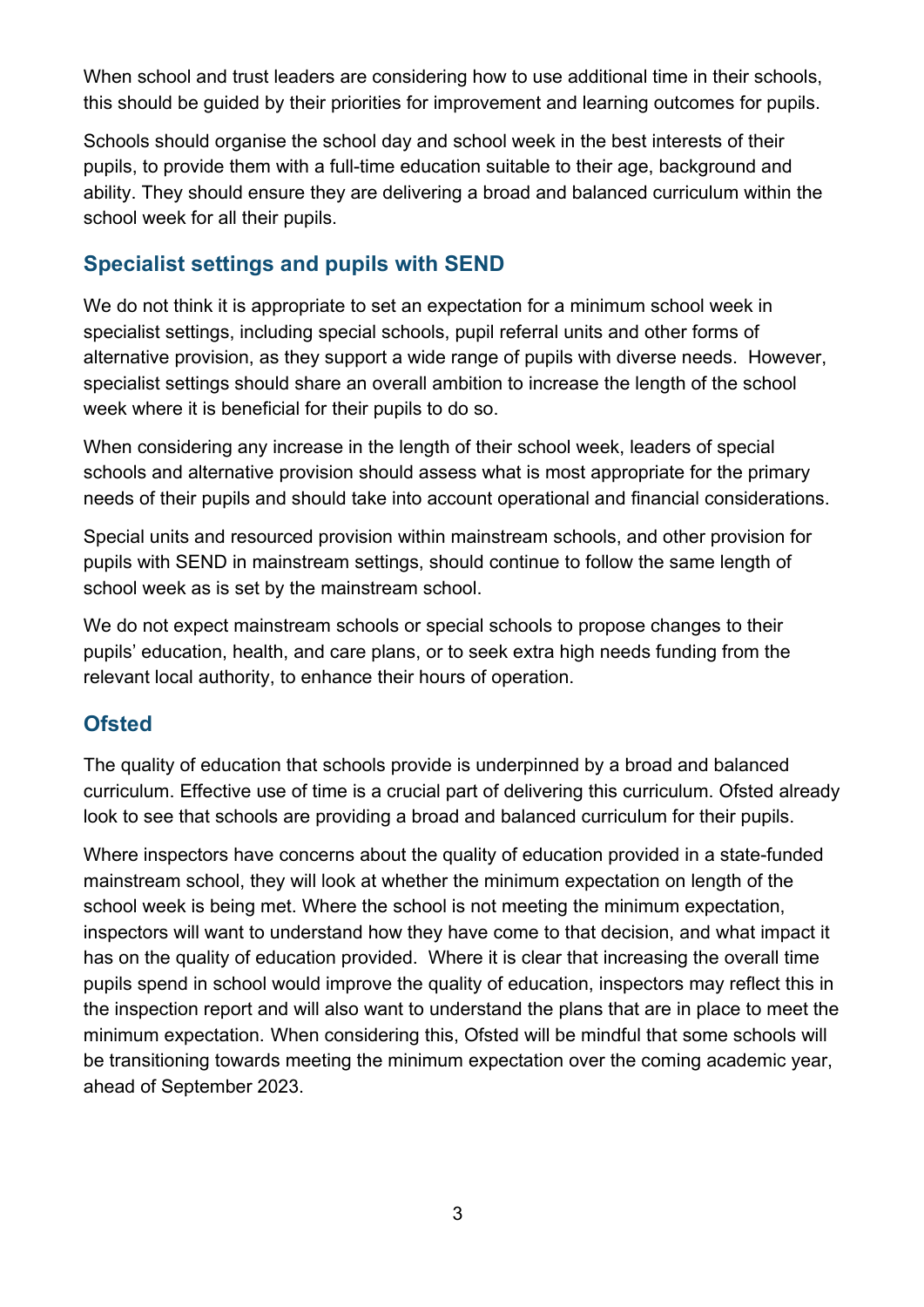When school and trust leaders are considering how to use additional time in their schools, this should be guided by their priorities for improvement and learning outcomes for pupils.

Schools should organise the school day and school week in the best interests of their pupils, to provide them with a full-time education suitable to their age, background and ability. They should ensure they are delivering a broad and balanced curriculum within the school week for all their pupils.

## Specialist settings and pupils with SEND

We do not think it is appropriate to set an expectation for a minimum school week in specialist settings, including special schools, pupil referral units and other forms of alternative provision, as they support a wide range of pupils with diverse needs. However, specialist settings should share an overall ambition to increase the length of the school week where it is beneficial for their pupils to do so.

When considering any increase in the length of their school week, leaders of special schools and alternative provision should assess what is most appropriate for the primary needs of their pupils and should take into account operational and financial considerations.

Special units and resourced provision within mainstream schools, and other provision for pupils with SEND in mainstream settings, should continue to follow the same length of school week as is set by the mainstream school.

We do not expect mainstream schools or special schools to propose changes to their pupils' education, health, and care plans, or to seek extra high needs funding from the relevant local authority, to enhance their hours of operation.

## Ofsted

The quality of education that schools provide is underpinned by a broad and balanced curriculum. Effective use of time is a crucial part of delivering this curriculum. Ofsted already look to see that schools are providing a broad and balanced curriculum for their pupils.

Where inspectors have concerns about the quality of education provided in a state-funded mainstream school, they will look at whether the minimum expectation on length of the school week is being met. Where the school is not meeting the minimum expectation, inspectors will want to understand how they have come to that decision, and what impact it has on the quality of education provided. Where it is clear that increasing the overall time pupils spend in school would improve the quality of education, inspectors may reflect this in the inspection report and will also want to understand the plans that are in place to meet the minimum expectation. When considering this, Ofsted will be mindful that some schools will be transitioning towards meeting the minimum expectation over the coming academic year, ahead of September 2023.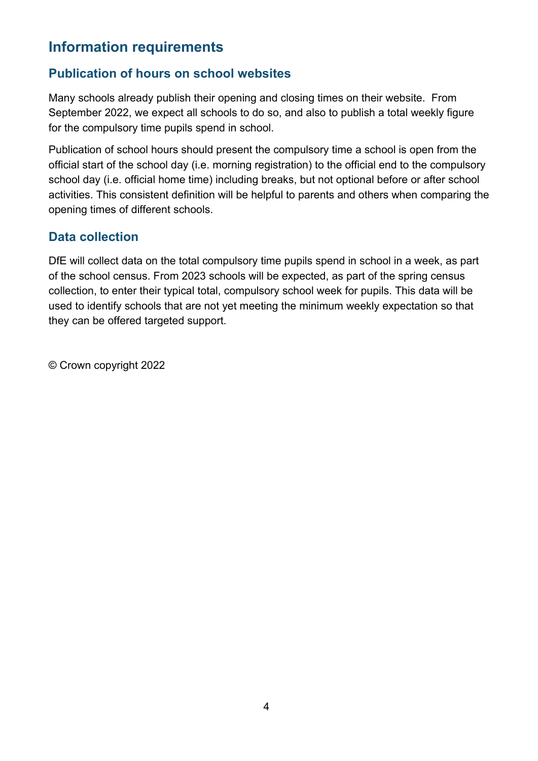## Information requirements

### Publication of hours on school websites

Many schools already publish their opening and closing times on their website. From September 2022, we expect all schools to do so, and also to publish a total weekly figure for the compulsory time pupils spend in school.

Publication of school hours should present the compulsory time a school is open from the official start of the school day (i.e. morning registration) to the official end to the compulsory school day (i.e. official home time) including breaks, but not optional before or after school activities. This consistent definition will be helpful to parents and others when comparing the opening times of different schools.

### Data collection

DfE will collect data on the total compulsory time pupils spend in school in a week, as part of the school census. From 2023 schools will be expected, as part of the spring census collection, to enter their typical total, compulsory school week for pupils. This data will be used to identify schools that are not yet meeting the minimum weekly expectation so that they can be offered targeted support.

© Crown copyright 2022